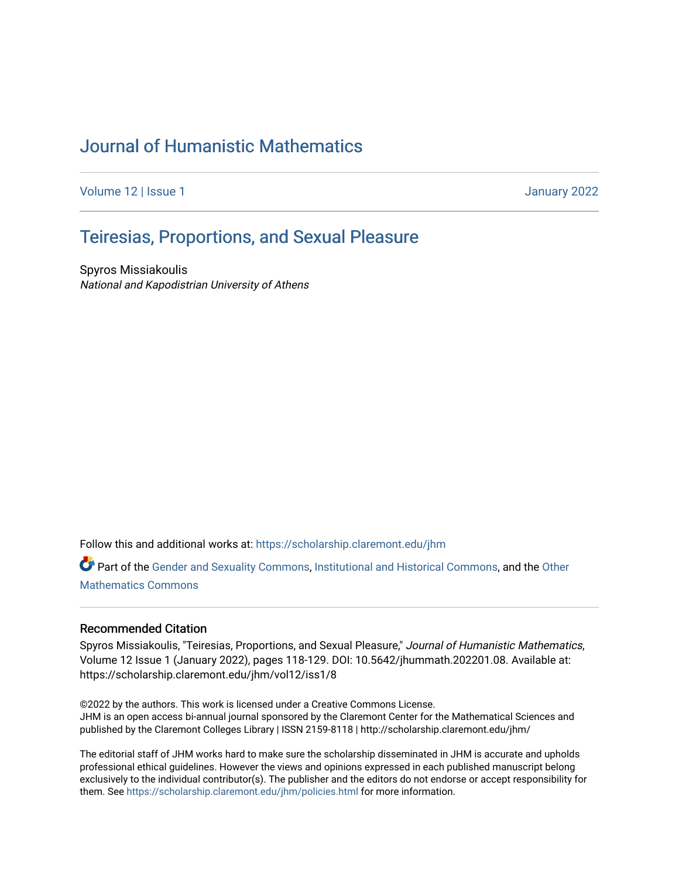# Journal of Humanistic Mathematics

Volume 12 | Issue 1 January 2022

## Teiresias, Proportions, and Sexual Pleasure

Spyros Missiakoulis
*National and Kapodistrian University of Athens*

Follow this and additional works at: https://scholarship.claremont.edu/jhm

Part of the Gender and Sexuality Commons, Institutional and Historical Commons, and the Other Mathematics Commons

### Recommended Citation

Spyros Missiakoulis, "Teiresias, Proportions, and Sexual Pleasure," *Journal of Humanistic Mathematics*, Volume 12 Issue 1 (January 2022), pages 118-129. DOI: 10.5642/jhummath.202201.08. Available at: https://scholarship.claremont.edu/jhm/vol12/iss1/8

©2022 by the authors. This work is licensed under a Creative Commons License.
JHM is an open access bi-annual journal sponsored by the Claremont Center for the Mathematical Sciences and published by the Claremont Colleges Library | ISSN 2159-8118 | http://scholarship.claremont.edu/jhm/

The editorial staff of JHM works hard to make sure the scholarship disseminated in JHM is accurate and upholds professional ethical guidelines. However the views and opinions expressed in each published manuscript belong exclusively to the individual contributor(s). The publisher and the editors do not endorse or accept responsibility for them. See https://scholarship.claremont.edu/jhm/policies.html for more information.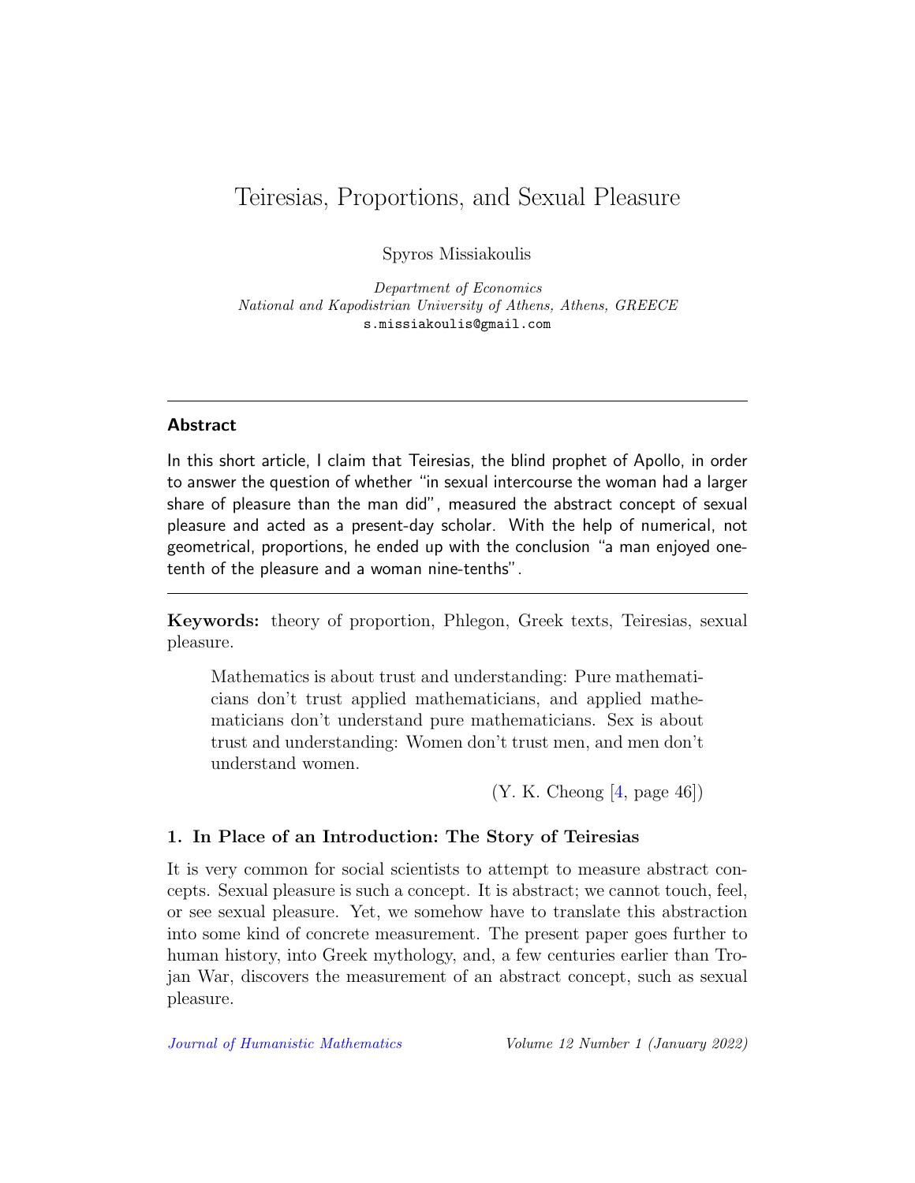# Teiresias, Proportions, and Sexual Pleasure

Spyros Missiakoulis

*Department of Economics*
*National and Kapodistrian University of Athens, Athens, GREECE*
s.missiakoulis@gmail.com

---

### Abstract

In this short article, I claim that Teiresias, the blind prophet of Apollo, in order to answer the question of whether "in sexual intercourse the woman had a larger share of pleasure than the man did", measured the abstract concept of sexual pleasure and acted as a present-day scholar. With the help of numerical, not geometrical, proportions, he ended up with the conclusion "a man enjoyed one-tenth of the pleasure and a woman nine-tenths".

---

**Keywords:** theory of proportion, Phlegon, Greek texts, Teiresias, sexual pleasure.

> Mathematics is about trust and understanding: Pure mathematicians don't trust applied mathematicians, and applied mathematicians don't understand pure mathematicians. Sex is about trust and understanding: Women don't trust men, and men don't understand women.
>
> (Y. K. Cheong [4, page 46])

### 1. In Place of an Introduction: The Story of Teiresias

It is very common for social scientists to attempt to measure abstract concepts. Sexual pleasure is such a concept. It is abstract; we cannot touch, feel, or see sexual pleasure. Yet, we somehow have to translate this abstraction into some kind of concrete measurement. The present paper goes further to human history, into Greek mythology, and, a few centuries earlier than Trojan War, discovers the measurement of an abstract concept, such as sexual pleasure.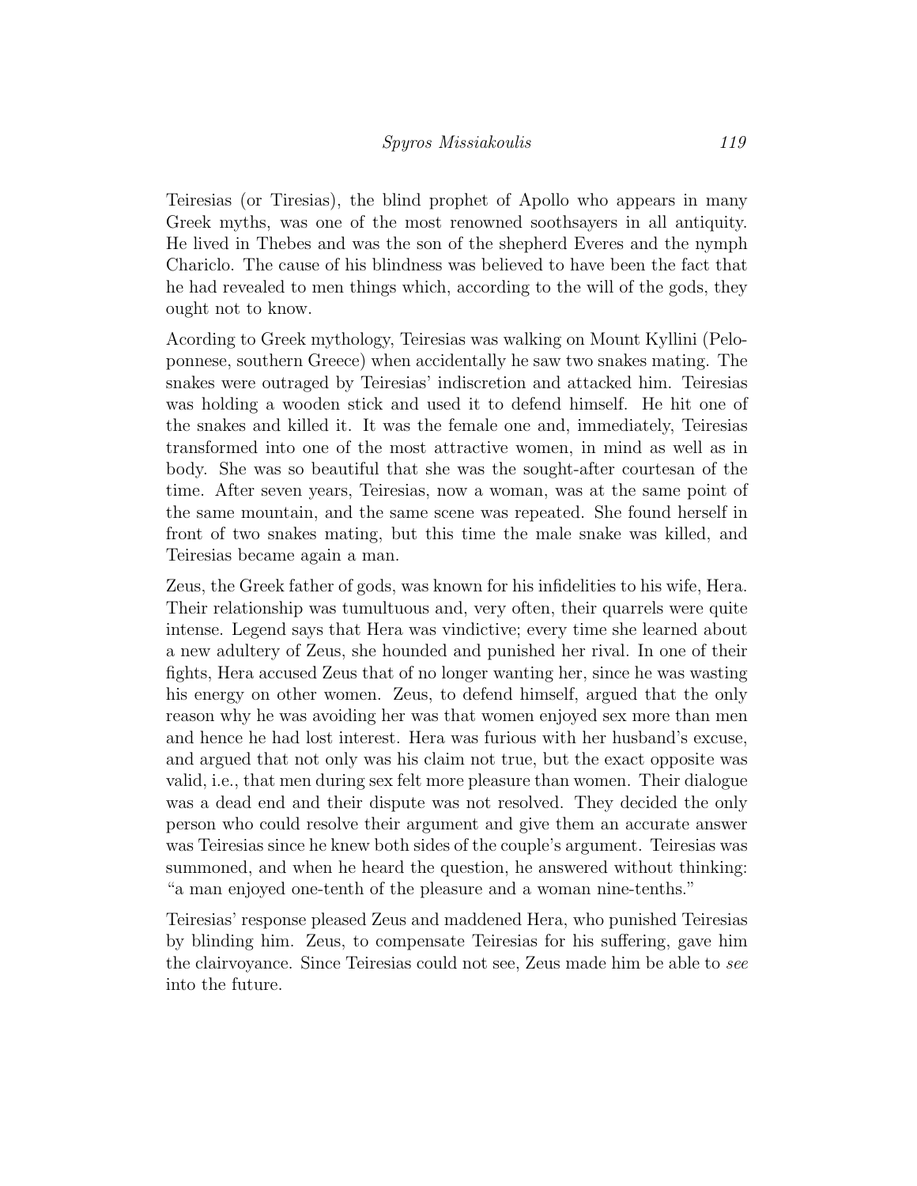Teiresias (or Tiresias), the blind prophet of Apollo who appears in many Greek myths, was one of the most renowned soothsayers in all antiquity. He lived in Thebes and was the son of the shepherd Everes and the nymph Chariclo. The cause of his blindness was believed to have been the fact that he had revealed to men things which, according to the will of the gods, they ought not to know.

Acording to Greek mythology, Teiresias was walking on Mount Kyllini (Peloponnese, southern Greece) when accidentally he saw two snakes mating. The snakes were outraged by Teiresias' indiscretion and attacked him. Teiresias was holding a wooden stick and used it to defend himself. He hit one of the snakes and killed it. It was the female one and, immediately, Teiresias transformed into one of the most attractive women, in mind as well as in body. She was so beautiful that she was the sought-after courtesan of the time. After seven years, Teiresias, now a woman, was at the same point of the same mountain, and the same scene was repeated. She found herself in front of two snakes mating, but this time the male snake was killed, and Teiresias became again a man.

Zeus, the Greek father of gods, was known for his infidelities to his wife, Hera. Their relationship was tumultuous and, very often, their quarrels were quite intense. Legend says that Hera was vindictive; every time she learned about a new adultery of Zeus, she hounded and punished her rival. In one of their fights, Hera accused Zeus that of no longer wanting her, since he was wasting his energy on other women. Zeus, to defend himself, argued that the only reason why he was avoiding her was that women enjoyed sex more than men and hence he had lost interest. Hera was furious with her husband's excuse, and argued that not only was his claim not true, but the exact opposite was valid, i.e., that men during sex felt more pleasure than women. Their dialogue was a dead end and their dispute was not resolved. They decided the only person who could resolve their argument and give them an accurate answer was Teiresias since he knew both sides of the couple's argument. Teiresias was summoned, and when he heard the question, he answered without thinking: "a man enjoyed one-tenth of the pleasure and a woman nine-tenths."

Teiresias' response pleased Zeus and maddened Hera, who punished Teiresias by blinding him. Zeus, to compensate Teiresias for his suffering, gave him the clairvoyance. Since Teiresias could not see, Zeus made him be able to *see* into the future.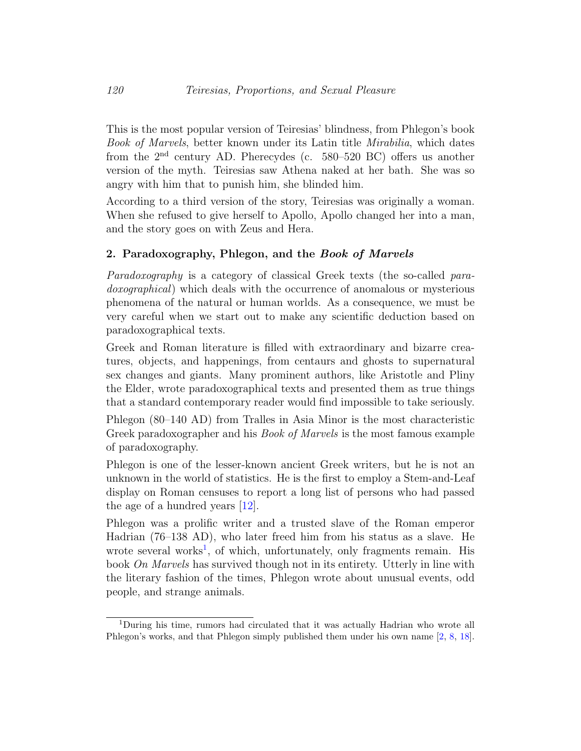This is the most popular version of Teiresias' blindness, from Phlegon's book *Book of Marvels*, better known under its Latin title *Mirabilia*, which dates from the 2nd century AD. Pherecydes (c. 580–520 BC) offers us another version of the myth. Teiresias saw Athena naked at her bath. She was so angry with him that to punish him, she blinded him.

According to a third version of the story, Teiresias was originally a woman. When she refused to give herself to Apollo, Apollo changed her into a man, and the story goes on with Zeus and Hera.

## 2. Paradoxography, Phlegon, and the *Book of Marvels*

*Paradoxography* is a category of classical Greek texts (the so-called *paradoxographical*) which deals with the occurrence of anomalous or mysterious phenomena of the natural or human worlds. As a consequence, we must be very careful when we start out to make any scientific deduction based on paradoxographical texts.

Greek and Roman literature is filled with extraordinary and bizarre creatures, objects, and happenings, from centaurs and ghosts to supernatural sex changes and giants. Many prominent authors, like Aristotle and Pliny the Elder, wrote paradoxographical texts and presented them as true things that a standard contemporary reader would find impossible to take seriously.

Phlegon (80–140 AD) from Tralles in Asia Minor is the most characteristic Greek paradoxographer and his *Book of Marvels* is the most famous example of paradoxography.

Phlegon is one of the lesser-known ancient Greek writers, but he is not an unknown in the world of statistics. He is the first to employ a Stem-and-Leaf display on Roman censuses to report a long list of persons who had passed the age of a hundred years [12].

Phlegon was a prolific writer and a trusted slave of the Roman emperor Hadrian (76–138 AD), who later freed him from his status as a slave. He wrote several works[1], of which, unfortunately, only fragments remain. His book *On Marvels* has survived though not in its entirety. Utterly in line with the literary fashion of the times, Phlegon wrote about unusual events, odd people, and strange animals.

[1] During his time, rumors had circulated that it was actually Hadrian who wrote all Phlegon's works, and that Phlegon simply published them under his own name [2, 8, 18].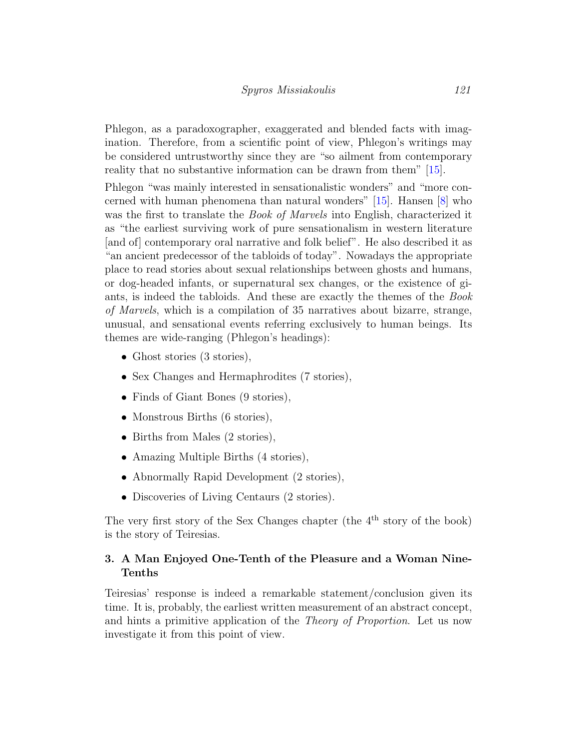Phlegon, as a paradoxographer, exaggerated and blended facts with imagination. Therefore, from a scientific point of view, Phlegon's writings may be considered untrustworthy since they are "so ailment from contemporary reality that no substantive information can be drawn from them" [15].

Phlegon "was mainly interested in sensationalistic wonders" and "more concerned with human phenomena than natural wonders" [15]. Hansen [8] who was the first to translate the *Book of Marvels* into English, characterized it as "the earliest surviving work of pure sensationalism in western literature [and of] contemporary oral narrative and folk belief". He also described it as "an ancient predecessor of the tabloids of today". Nowadays the appropriate place to read stories about sexual relationships between ghosts and humans, or dog-headed infants, or supernatural sex changes, or the existence of giants, is indeed the tabloids. And these are exactly the themes of the *Book of Marvels*, which is a compilation of 35 narratives about bizarre, strange, unusual, and sensational events referring exclusively to human beings. Its themes are wide-ranging (Phlegon's headings):

- Ghost stories (3 stories),
- Sex Changes and Hermaphrodites (7 stories),
- Finds of Giant Bones (9 stories),
- Monstrous Births (6 stories),
- Births from Males (2 stories),
- Amazing Multiple Births (4 stories),
- Abnormally Rapid Development (2 stories),
- Discoveries of Living Centaurs (2 stories).

The very first story of the Sex Changes chapter (the 4th story of the book) is the story of Teiresias.

## 3. A Man Enjoyed One-Tenth of the Pleasure and a Woman Nine-Tenths

Teiresias' response is indeed a remarkable statement/conclusion given its time. It is, probably, the earliest written measurement of an abstract concept, and hints a primitive application of the *Theory of Proportion*. Let us now investigate it from this point of view.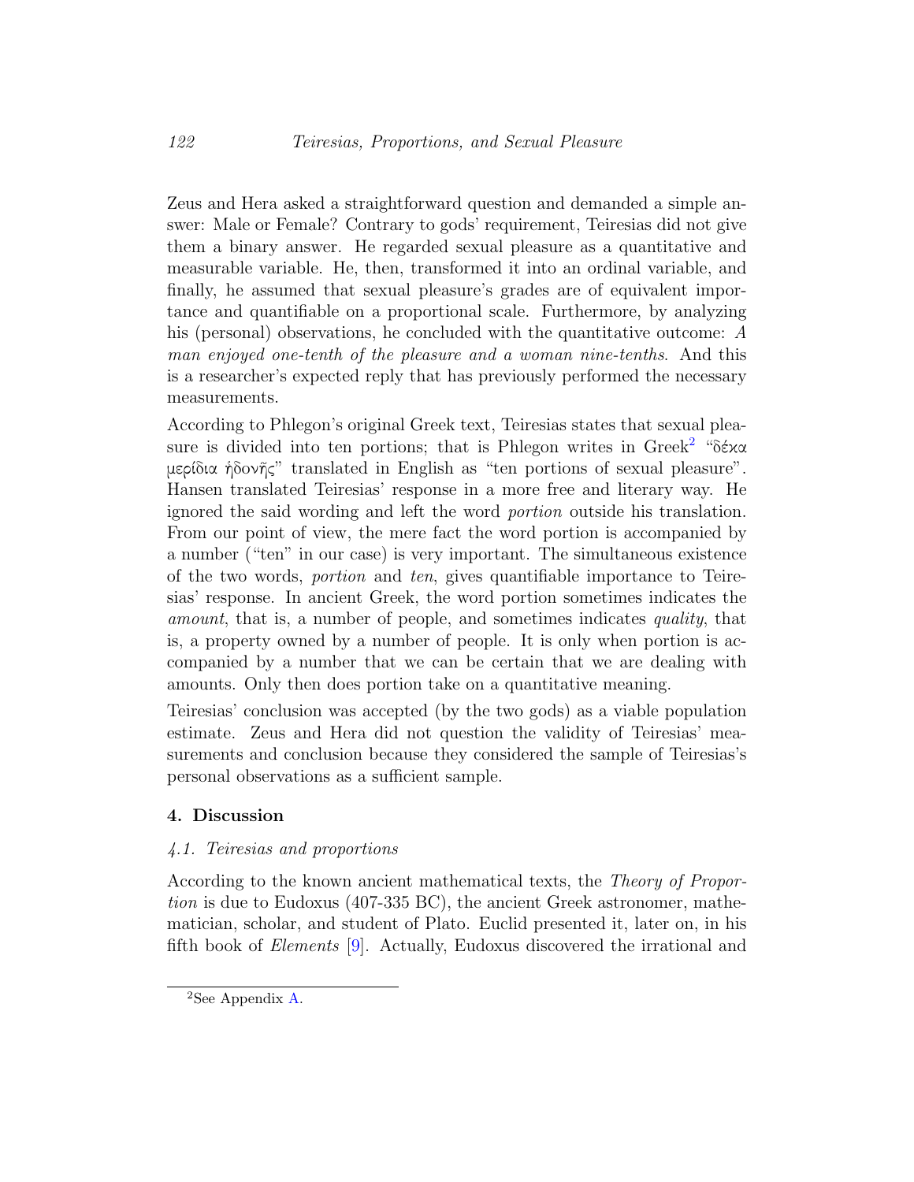Zeus and Hera asked a straightforward question and demanded a simple answer: Male or Female? Contrary to gods' requirement, Teiresias did not give them a binary answer. He regarded sexual pleasure as a quantitative and measurable variable. He, then, transformed it into an ordinal variable, and finally, he assumed that sexual pleasure's grades are of equivalent importance and quantifiable on a proportional scale. Furthermore, by analyzing his (personal) observations, he concluded with the quantitative outcome: *A man enjoyed one-tenth of the pleasure and a woman nine-tenths*. And this is a researcher's expected reply that has previously performed the necessary measurements.

According to Phlegon's original Greek text, Teiresias states that sexual pleasure is divided into ten portions; that is Phlegon writes in Greek[2] "δέκα μερίδια ἡδονῆς" translated in English as "ten portions of sexual pleasure". Hansen translated Teiresias' response in a more free and literary way. He ignored the said wording and left the word *portion* outside his translation. From our point of view, the mere fact the word portion is accompanied by a number ("ten" in our case) is very important. The simultaneous existence of the two words, *portion* and *ten*, gives quantifiable importance to Teiresias' response. In ancient Greek, the word portion sometimes indicates the *amount*, that is, a number of people, and sometimes indicates *quality*, that is, a property owned by a number of people. It is only when portion is accompanied by a number that we can be certain that we are dealing with amounts. Only then does portion take on a quantitative meaning.

Teiresias' conclusion was accepted (by the two gods) as a viable population estimate. Zeus and Hera did not question the validity of Teiresias' measurements and conclusion because they considered the sample of Teiresias's personal observations as a sufficient sample.

## 4. Discussion

### *4.1. Teiresias and proportions*

According to the known ancient mathematical texts, the *Theory of Proportion* is due to Eudoxus (407-335 BC), the ancient Greek astronomer, mathematician, scholar, and student of Plato. Euclid presented it, later on, in his fifth book of *Elements* [9]. Actually, Eudoxus discovered the irrational and

[2] See Appendix A.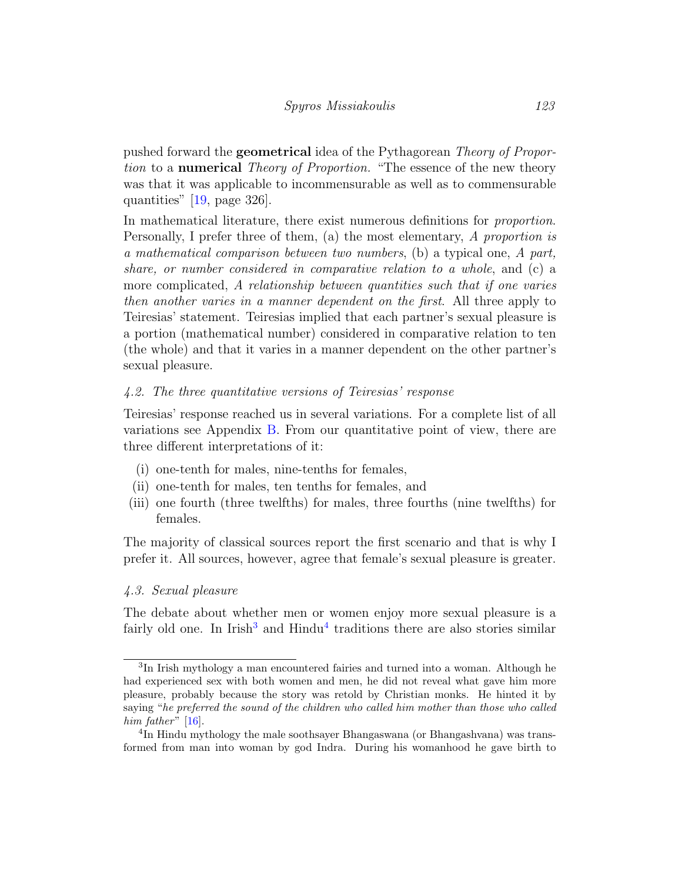pushed forward the **geometrical** idea of the Pythagorean *Theory of Proportion* to a **numerical** *Theory of Proportion*. "The essence of the new theory was that it was applicable to incommensurable as well as to commensurable quantities" [19, page 326].

In mathematical literature, there exist numerous definitions for *proportion*. Personally, I prefer three of them, (a) the most elementary, *A proportion is a mathematical comparison between two numbers*, (b) a typical one, *A part, share, or number considered in comparative relation to a whole*, and (c) a more complicated, *A relationship between quantities such that if one varies then another varies in a manner dependent on the first*. All three apply to Teiresias' statement. Teiresias implied that each partner's sexual pleasure is a portion (mathematical number) considered in comparative relation to ten (the whole) and that it varies in a manner dependent on the other partner's sexual pleasure.

### *4.2. The three quantitative versions of Teiresias' response*

Teiresias' response reached us in several variations. For a complete list of all variations see Appendix B. From our quantitative point of view, there are three different interpretations of it:

(i) one-tenth for males, nine-tenths for females,
(ii) one-tenth for males, ten tenths for females, and
(iii) one fourth (three twelfths) for males, three fourths (nine twelfths) for females.

The majority of classical sources report the first scenario and that is why I prefer it. All sources, however, agree that female's sexual pleasure is greater.

### *4.3. Sexual pleasure*

The debate about whether men or women enjoy more sexual pleasure is a fairly old one. In Irish[3] and Hindu[4] traditions there are also stories similar

[3] In Irish mythology a man encountered fairies and turned into a woman. Although he had experienced sex with both women and men, he did not reveal what gave him more pleasure, probably because the story was retold by Christian monks. He hinted it by saying "*he preferred the sound of the children who called him mother than those who called him father*" [16].

[4] In Hindu mythology the male soothsayer Bhangaswana (or Bhangashvana) was transformed from man into woman by god Indra. During his womanhood he gave birth to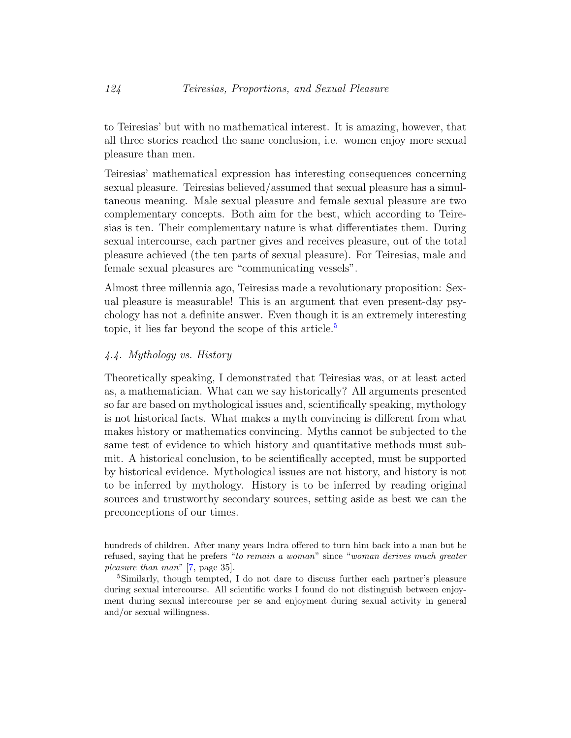to Teiresias' but with no mathematical interest. It is amazing, however, that all three stories reached the same conclusion, i.e. women enjoy more sexual pleasure than men.

Teiresias' mathematical expression has interesting consequences concerning sexual pleasure. Teiresias believed/assumed that sexual pleasure has a simultaneous meaning. Male sexual pleasure and female sexual pleasure are two complementary concepts. Both aim for the best, which according to Teiresias is ten. Their complementary nature is what differentiates them. During sexual intercourse, each partner gives and receives pleasure, out of the total pleasure achieved (the ten parts of sexual pleasure). For Teiresias, male and female sexual pleasures are "communicating vessels".

Almost three millennia ago, Teiresias made a revolutionary proposition: Sexual pleasure is measurable! This is an argument that even present-day psychology has not a definite answer. Even though it is an extremely interesting topic, it lies far beyond the scope of this article.[5]

### *4.4. Mythology vs. History*

Theoretically speaking, I demonstrated that Teiresias was, or at least acted as, a mathematician. What can we say historically? All arguments presented so far are based on mythological issues and, scientifically speaking, mythology is not historical facts. What makes a myth convincing is different from what makes history or mathematics convincing. Myths cannot be subjected to the same test of evidence to which history and quantitative methods must submit. A historical conclusion, to be scientifically accepted, must be supported by historical evidence. Mythological issues are not history, and history is not to be inferred by mythology. History is to be inferred by reading original sources and trustworthy secondary sources, setting aside as best we can the preconceptions of our times.

---

hundreds of children. After many years Indra offered to turn him back into a man but he refused, saying that he prefers "*to remain a woman*" since "*woman derives much greater pleasure than man*" [7, page 35].

[5] Similarly, though tempted, I do not dare to discuss further each partner's pleasure during sexual intercourse. All scientific works I found do not distinguish between enjoyment during sexual intercourse per se and enjoyment during sexual activity in general and/or sexual willingness.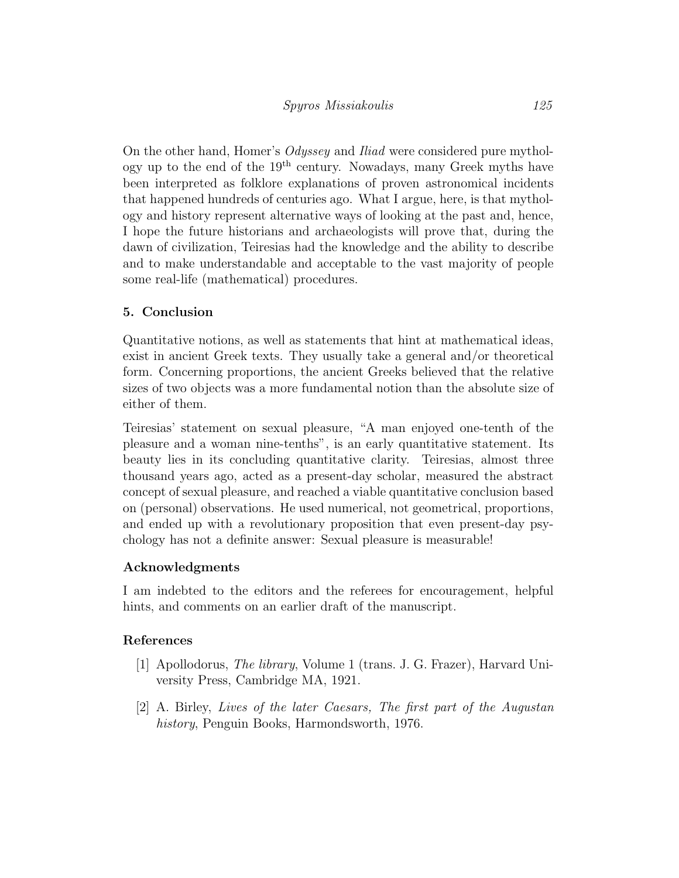On the other hand, Homer's *Odyssey* and *Iliad* were considered pure mythology up to the end of the $19^{\text{th}}$ century. Nowadays, many Greek myths have been interpreted as folklore explanations of proven astronomical incidents that happened hundreds of centuries ago. What I argue, here, is that mythology and history represent alternative ways of looking at the past and, hence, I hope the future historians and archaeologists will prove that, during the dawn of civilization, Teiresias had the knowledge and the ability to describe and to make understandable and acceptable to the vast majority of people some real-life (mathematical) procedures.

## 5. Conclusion

Quantitative notions, as well as statements that hint at mathematical ideas, exist in ancient Greek texts. They usually take a general and/or theoretical form. Concerning proportions, the ancient Greeks believed that the relative sizes of two objects was a more fundamental notion than the absolute size of either of them.

Teiresias' statement on sexual pleasure, "A man enjoyed one-tenth of the pleasure and a woman nine-tenths", is an early quantitative statement. Its beauty lies in its concluding quantitative clarity. Teiresias, almost three thousand years ago, acted as a present-day scholar, measured the abstract concept of sexual pleasure, and reached a viable quantitative conclusion based on (personal) observations. He used numerical, not geometrical, proportions, and ended up with a revolutionary proposition that even present-day psychology has not a definite answer: Sexual pleasure is measurable!

## Acknowledgments

I am indebted to the editors and the referees for encouragement, helpful hints, and comments on an earlier draft of the manuscript.

## References

[1] Apollodorus, *The library*, Volume 1 (trans. J. G. Frazer), Harvard University Press, Cambridge MA, 1921.

[2] A. Birley, *Lives of the later Caesars, The first part of the Augustan history*, Penguin Books, Harmondsworth, 1976.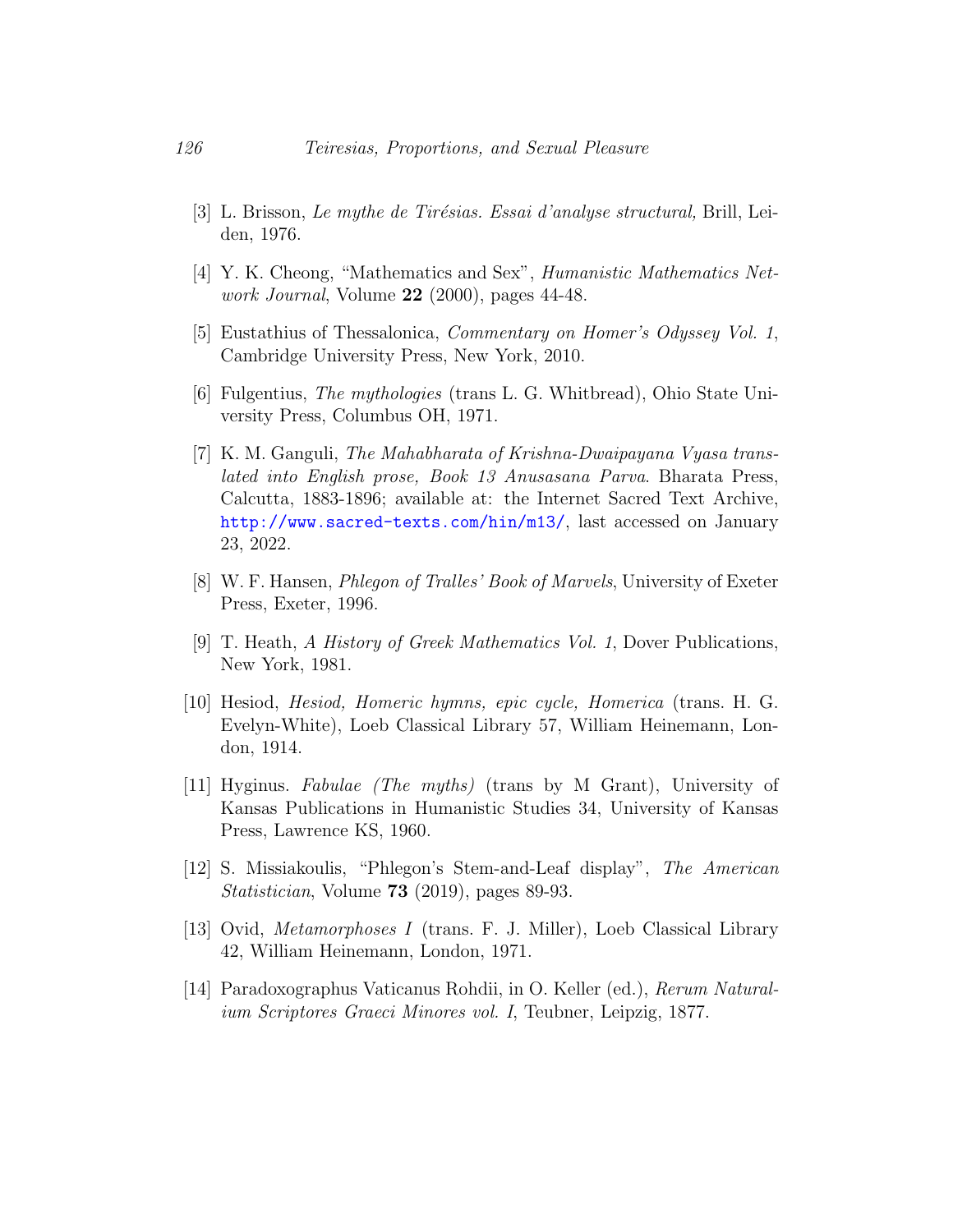[3] L. Brisson, *Le mythe de Tirésias. Essai d'analyse structural,* Brill, Leiden, 1976.

[4] Y. K. Cheong, "Mathematics and Sex", *Humanistic Mathematics Network Journal*, Volume **22** (2000), pages 44-48.

[5] Eustathius of Thessalonica, *Commentary on Homer's Odyssey Vol. 1*, Cambridge University Press, New York, 2010.

[6] Fulgentius, *The mythologies* (trans L. G. Whitbread), Ohio State University Press, Columbus OH, 1971.

[7] K. M. Ganguli, *The Mahabharata of Krishna-Dwaipayana Vyasa translated into English prose, Book 13 Anusasana Parva*. Bharata Press, Calcutta, 1883-1896; available at: the Internet Sacred Text Archive, http://www.sacred-texts.com/hin/m13/, last accessed on January 23, 2022.

[8] W. F. Hansen, *Phlegon of Tralles' Book of Marvels*, University of Exeter Press, Exeter, 1996.

[9] T. Heath, *A History of Greek Mathematics Vol. 1*, Dover Publications, New York, 1981.

[10] Hesiod, *Hesiod, Homeric hymns, epic cycle, Homerica* (trans. H. G. Evelyn-White), Loeb Classical Library 57, William Heinemann, London, 1914.

[11] Hyginus. *Fabulae (The myths)* (trans by M Grant), University of Kansas Publications in Humanistic Studies 34, University of Kansas Press, Lawrence KS, 1960.

[12] S. Missiakoulis, "Phlegon's Stem-and-Leaf display", *The American Statistician*, Volume **73** (2019), pages 89-93.

[13] Ovid, *Metamorphoses I* (trans. F. J. Miller), Loeb Classical Library 42, William Heinemann, London, 1971.

[14] Paradoxographus Vaticanus Rohdii, in O. Keller (ed.), *Rerum Naturalium Scriptores Graeci Minores vol. I*, Teubner, Leipzig, 1877.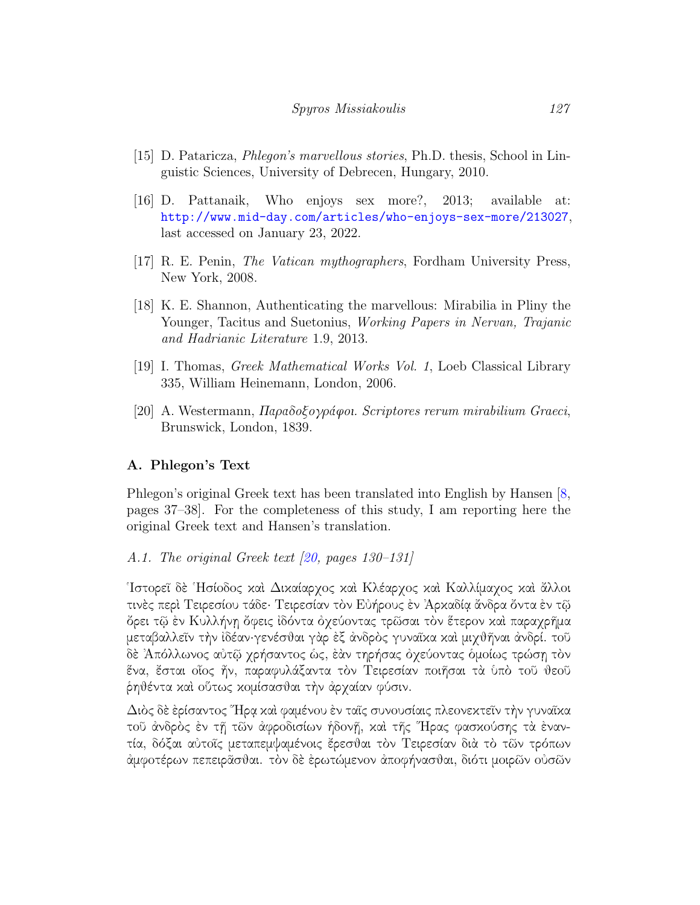[15] D. Pataricza, *Phlegon's marvellous stories*, Ph.D. thesis, School in Linguistic Sciences, University of Debrecen, Hungary, 2010.

[16] D. Pattanaik, Who enjoys sex more?, 2013; available at: http://www.mid-day.com/articles/who-enjoys-sex-more/213027, last accessed on January 23, 2022.

[17] R. E. Penin, *The Vatican mythographers*, Fordham University Press, New York, 2008.

[18] K. E. Shannon, Authenticating the marvellous: Mirabilia in Pliny the Younger, Tacitus and Suetonius, *Working Papers in Nervan, Trajanic and Hadrianic Literature* 1.9, 2013.

[19] I. Thomas, *Greek Mathematical Works Vol. 1*, Loeb Classical Library 335, William Heinemann, London, 2006.

[20] A. Westermann, *Παραδοξογράφοι. Scriptores rerum mirabilium Graeci*, Brunswick, London, 1839.

## A. Phlegon's Text

Phlegon's original Greek text has been translated into English by Hansen [8, pages 37–38]. For the completeness of this study, I am reporting here the original Greek text and Hansen's translation.

### *A.1. The original Greek text [20, pages 130–131]*

Ἱστορεῖ δὲ Ἡσίοδος καὶ Δικαίαρχος καὶ Κλέαρχος καὶ Καλλίμαχος καὶ ἄλλοι τινὲς περὶ Τειρεσίου τάδε· Τειρεσίαν τὸν Εὐήρους ἐν Ἀρκαδίᾳ ἄνδρα ὄντα ἐν τῷ ὄρει τῷ ἐν Κυλλήνῃ ὄφεις ἰδόντα ὀχεύοντας τρῶσαι τὸν ἕτερον καὶ παραχρῆμα μεταβαλλεῖν τὴν ἰδέαν·γενέσθαι γὰρ ἐξ ἀνδρὸς γυναῖκα καὶ μιχθῆναι ἀνδρί. τοῦ δὲ Ἀπόλλωνος αὐτῷ χρήσαντος ὡς, ἐὰν τηρήσας ὀχεύοντας ὁμοίως τρώσῃ τὸν ἕνα, ἔσται οἷος ἦν, παραφυλάξαντα τὸν Τειρεσίαν ποιῆσαι τὰ ὑπὸ τοῦ θεοῦ ῥηθέντα καὶ οὕτως κομίσασθαι τὴν ἀρχαίαν φύσιν.

Διὸς δὲ ἐρίσαντος Ἥρᾳ καὶ φαμένου ἐν ταῖς συνουσίαις πλεονεκτεῖν τὴν γυναῖκα τοῦ ἀνδρὸς ἐν τῇ τῶν ἀφροδισίων ἡδονῇ, καὶ τῆς Ἥρας φασκούσης τὰ ἐναντία, δόξαι αὐτοῖς μεταπεμψαμένοις ἔρεσθαι τὸν Τειρεσίαν διὰ τὸ τῶν τρόπων ἀμφοτέρων πεπειρᾶσθαι. τὸν δὲ ἐρωτώμενον ἀποφήνασθαι, διότι μοιρῶν οὐσῶν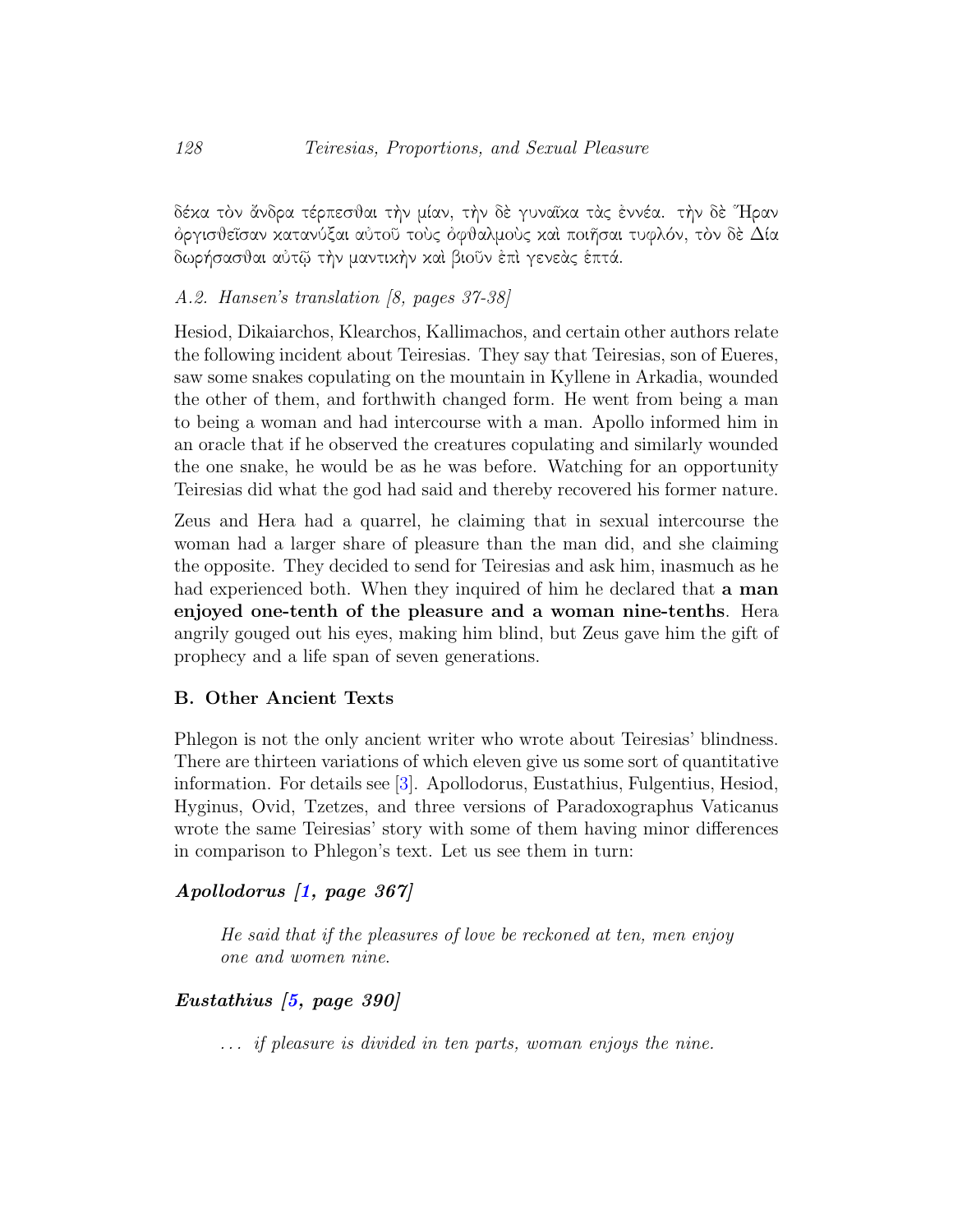δέκα τὸν ἄνδρα τέρπεσθαι τὴν μίαν, τὴν δὲ γυναῖκα τὰς ἐννέα. τὴν δὲ Ἥραν ὀργισθεῖσαν κατανύξαι αὐτοῦ τοὺς ὀφθαλμοὺς καὶ ποιῆσαι τυφλόν, τὸν δὲ Δία δωρήσασθαι αὐτῷ τὴν μαντικὴν καὶ βιοῦν ἐπὶ γενεὰς ἑπτά.

### *A.2. Hansen's translation [8, pages 37-38]*

Hesiod, Dikaiarchos, Klearchos, Kallimachos, and certain other authors relate the following incident about Teiresias. They say that Teiresias, son of Eueres, saw some snakes copulating on the mountain in Kyllene in Arkadia, wounded the other of them, and forthwith changed form. He went from being a man to being a woman and had intercourse with a man. Apollo informed him in an oracle that if he observed the creatures copulating and similarly wounded the one snake, he would be as he was before. Watching for an opportunity Teiresias did what the god had said and thereby recovered his former nature.

Zeus and Hera had a quarrel, he claiming that in sexual intercourse the woman had a larger share of pleasure than the man did, and she claiming the opposite. They decided to send for Teiresias and ask him, inasmuch as he had experienced both. When they inquired of him he declared that **a man enjoyed one-tenth of the pleasure and a woman nine-tenths**. Hera angrily gouged out his eyes, making him blind, but Zeus gave him the gift of prophecy and a life span of seven generations.

## B. Other Ancient Texts

Phlegon is not the only ancient writer who wrote about Teiresias' blindness. There are thirteen variations of which eleven give us some sort of quantitative information. For details see [3]. Apollodorus, Eustathius, Fulgentius, Hesiod, Hyginus, Ovid, Tzetzes, and three versions of Paradoxographus Vaticanus wrote the same Teiresias' story with some of them having minor differences in comparison to Phlegon's text. Let us see them in turn:

### ***Apollodorus [1, page 367]***

> *He said that if the pleasures of love be reckoned at ten, men enjoy one and women nine.*

### ***Eustathius [5, page 390]***

> *... if pleasure is divided in ten parts, woman enjoys the nine.*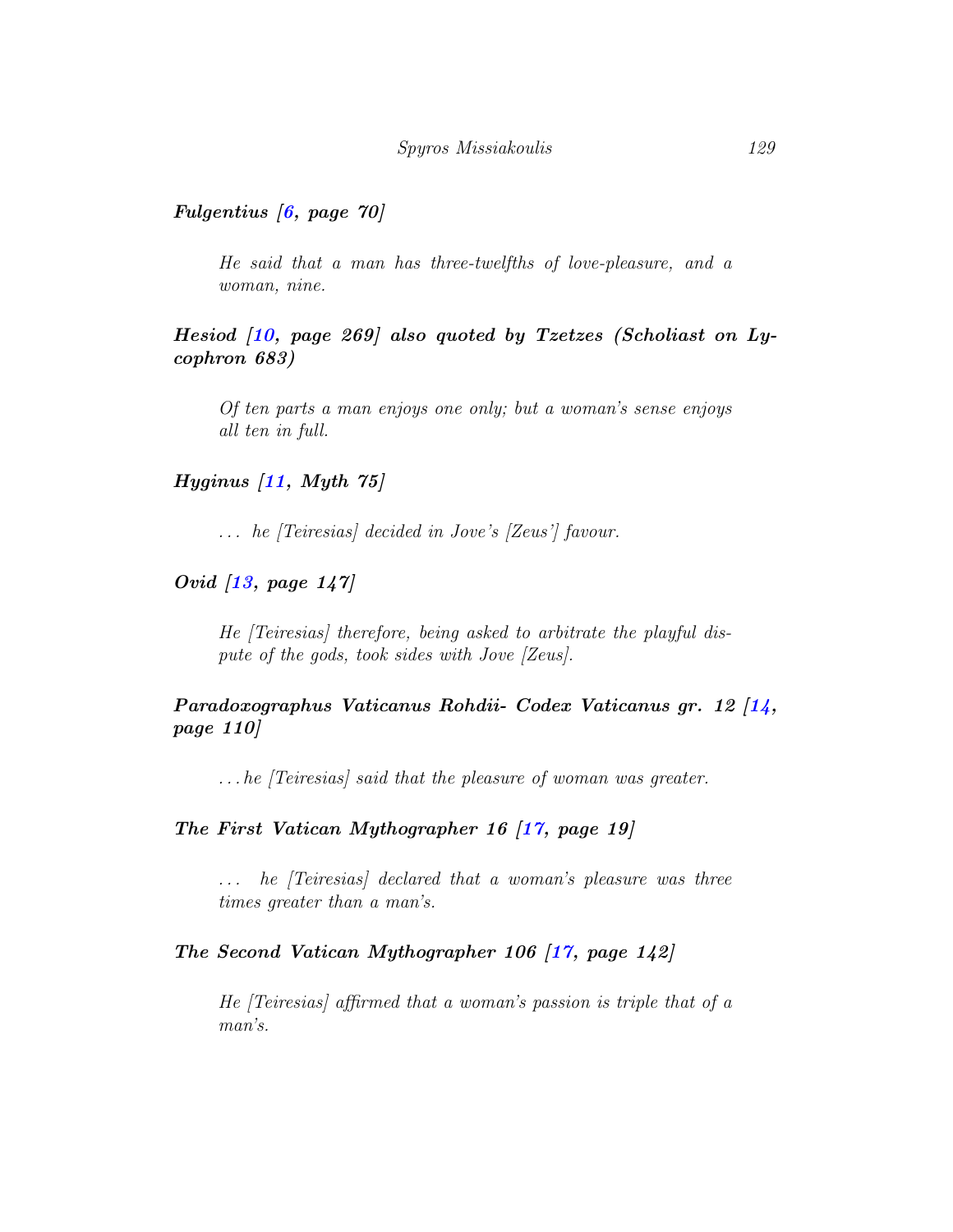***Fulgentius [6, page 70]***

> *He said that a man has three-twelfths of love-pleasure, and a woman, nine.*

***Hesiod [10, page 269] also quoted by Tzetzes (Scholiast on Lycophron 683)***

> *Of ten parts a man enjoys one only; but a woman's sense enjoys all ten in full.*

***Hyginus [11, Myth 75]***

> *... he [Teiresias] decided in Jove's [Zeus'] favour.*

***Ovid [13, page 147]***

> *He [Teiresias] therefore, being asked to arbitrate the playful dispute of the gods, took sides with Jove [Zeus].*

***Paradoxographus Vaticanus Rohdii- Codex Vaticanus gr. 12 [14, page 110]***

> *...he [Teiresias] said that the pleasure of woman was greater.*

***The First Vatican Mythographer 16 [17, page 19]***

> *... he [Teiresias] declared that a woman's pleasure was three times greater than a man's.*

***The Second Vatican Mythographer 106 [17, page 142]***

> *He [Teiresias] affirmed that a woman's passion is triple that of a man's.*